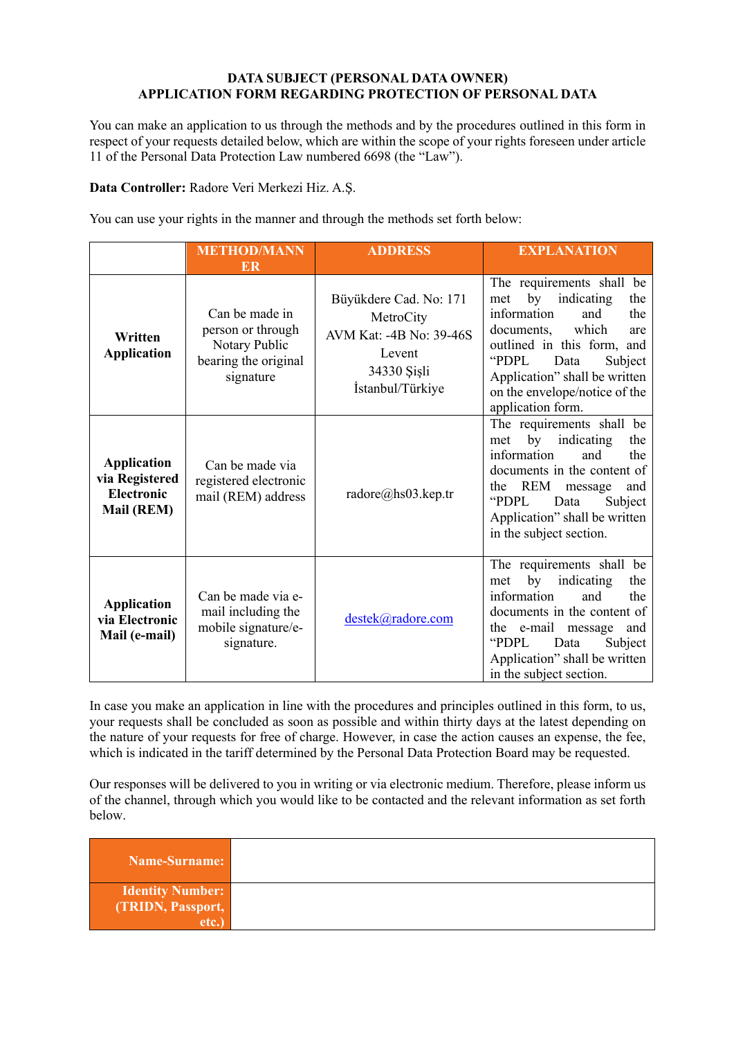**DATA SUBJECT (PERSONAL DATA OWNER)**
**APPLICATION FORM REGARDING PROTECTION OF PERSONAL DATA**

You can make an application to us through the methods and by the procedures outlined in this form in respect of your requests detailed below, which are within the scope of your rights foreseen under article 11 of the Personal Data Protection Law numbered 6698 (the "Law").

**Data Controller:** Radore Veri Merkezi Hiz. A.Ş.

You can use your rights in the manner and through the methods set forth below:

| | METHOD/MANNER | ADDRESS | EXPLANATION |
|---|---|---|---|
| **Written Application** | Can be made in person or through Notary Public bearing the original signature | Büyükdere Cad. No: 171 MetroCity AVM Kat: -4B No: 39-46S Levent 34330 Şişli İstanbul/Türkiye | The requirements shall be met by indicating the information and the documents, which are outlined in this form, and "PDPL Data Subject Application" shall be written on the envelope/notice of the application form. |
| **Application via Registered Electronic Mail (REM)** | Can be made via registered electronic mail (REM) address | radore@hs03.kep.tr | The requirements shall be met by indicating the information and the documents in the content of the REM message and "PDPL Data Subject Application" shall be written in the subject section. |
| **Application via Electronic Mail (e-mail)** | Can be made via e-mail including the mobile signature/e-signature. | destek@radore.com | The requirements shall be met by indicating the information and the documents in the content of the e-mail message and "PDPL Data Subject Application" shall be written in the subject section. |

In case you make an application in line with the procedures and principles outlined in this form, to us, your requests shall be concluded as soon as possible and within thirty days at the latest depending on the nature of your requests for free of charge. However, in case the action causes an expense, the fee, which is indicated in the tariff determined by the Personal Data Protection Board may be requested.

Our responses will be delivered to you in writing or via electronic medium. Therefore, please inform us of the channel, through which you would like to be contacted and the relevant information as set forth below.

| | |
|---|---|
| **Name-Surname:** | |
| **Identity Number: (TRIDN, Passport, etc.)** | |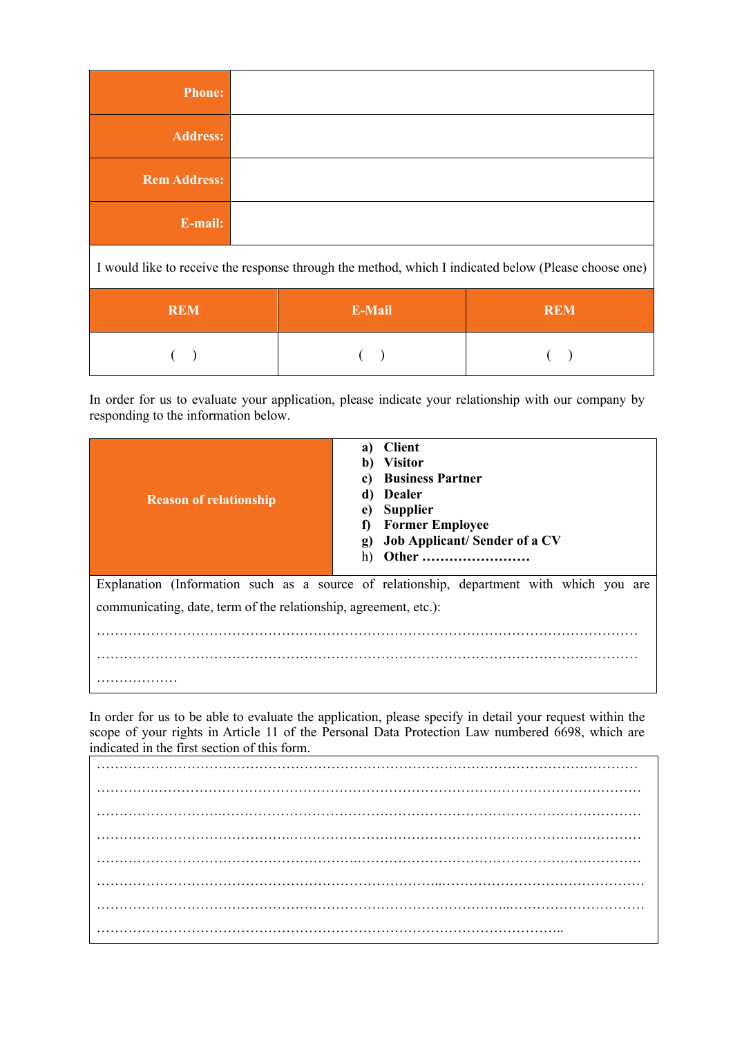| **Phone:** | |
|---|---|
| **Address:** | |
| **Rem Address:** | |
| **E-mail:** | |

I would like to receive the response through the method, which I indicated below (Please choose one)

| **REM** | **E-Mail** | **REM** |
|---|---|---|
| ( ) | ( ) | ( ) |

In order for us to evaluate your application, please indicate your relationship with our company by responding to the information below.

| **Reason of relationship** | **a) Client**<br>**b) Visitor**<br>**c) Business Partner**<br>**d) Dealer**<br>**e) Supplier**<br>**f) Former Employee**<br>**g) Job Applicant/ Sender of a CV**<br>h) **Other ……………………** |
|---|---|

Explanation (Information such as a source of relationship, department with which you are communicating, date, term of the relationship, agreement, etc.):

…………………………………………………………………………………………………………

…………………………………………………………………………………………………………

………………

In order for us to be able to evaluate the application, please specify in detail your request within the scope of your rights in Article 11 of the Personal Data Protection Law numbered 6698, which are indicated in the first section of this form.

…………………………………………………………………………………………………………

…………………………………………………………………………………………………………

…………………………………………………………………………………………………………

…………………………………………………………………………………………………………

…………………………………………………………………………………………………………

…………………………………………………………………………………………………………

…………………………………………………………………………………………………………

………………………………………………………………………………………………..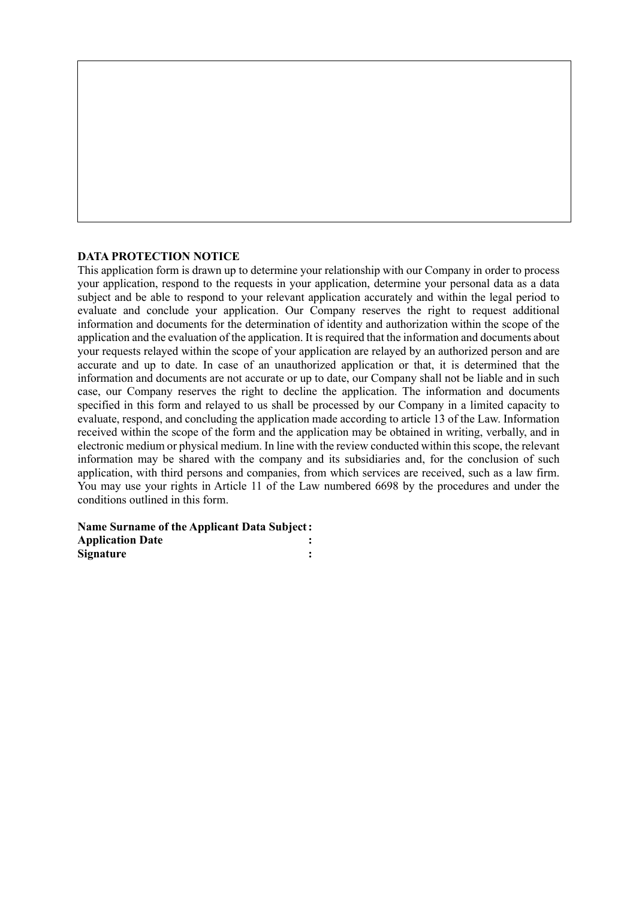**DATA PROTECTION NOTICE**

This application form is drawn up to determine your relationship with our Company in order to process your application, respond to the requests in your application, determine your personal data as a data subject and be able to respond to your relevant application accurately and within the legal period to evaluate and conclude your application. Our Company reserves the right to request additional information and documents for the determination of identity and authorization within the scope of the application and the evaluation of the application. It is required that the information and documents about your requests relayed within the scope of your application are relayed by an authorized person and are accurate and up to date. In case of an unauthorized application or that, it is determined that the information and documents are not accurate or up to date, our Company shall not be liable and in such case, our Company reserves the right to decline the application. The information and documents specified in this form and relayed to us shall be processed by our Company in a limited capacity to evaluate, respond, and concluding the application made according to article 13 of the Law. Information received within the scope of the form and the application may be obtained in writing, verbally, and in electronic medium or physical medium. In line with the review conducted within this scope, the relevant information may be shared with the company and its subsidiaries and, for the conclusion of such application, with third persons and companies, from which services are received, such as a law firm. You may use your rights in Article 11 of the Law numbered 6698 by the procedures and under the conditions outlined in this form.

**Name Surname of the Applicant Data Subject :**
**Application Date :**
**Signature :**